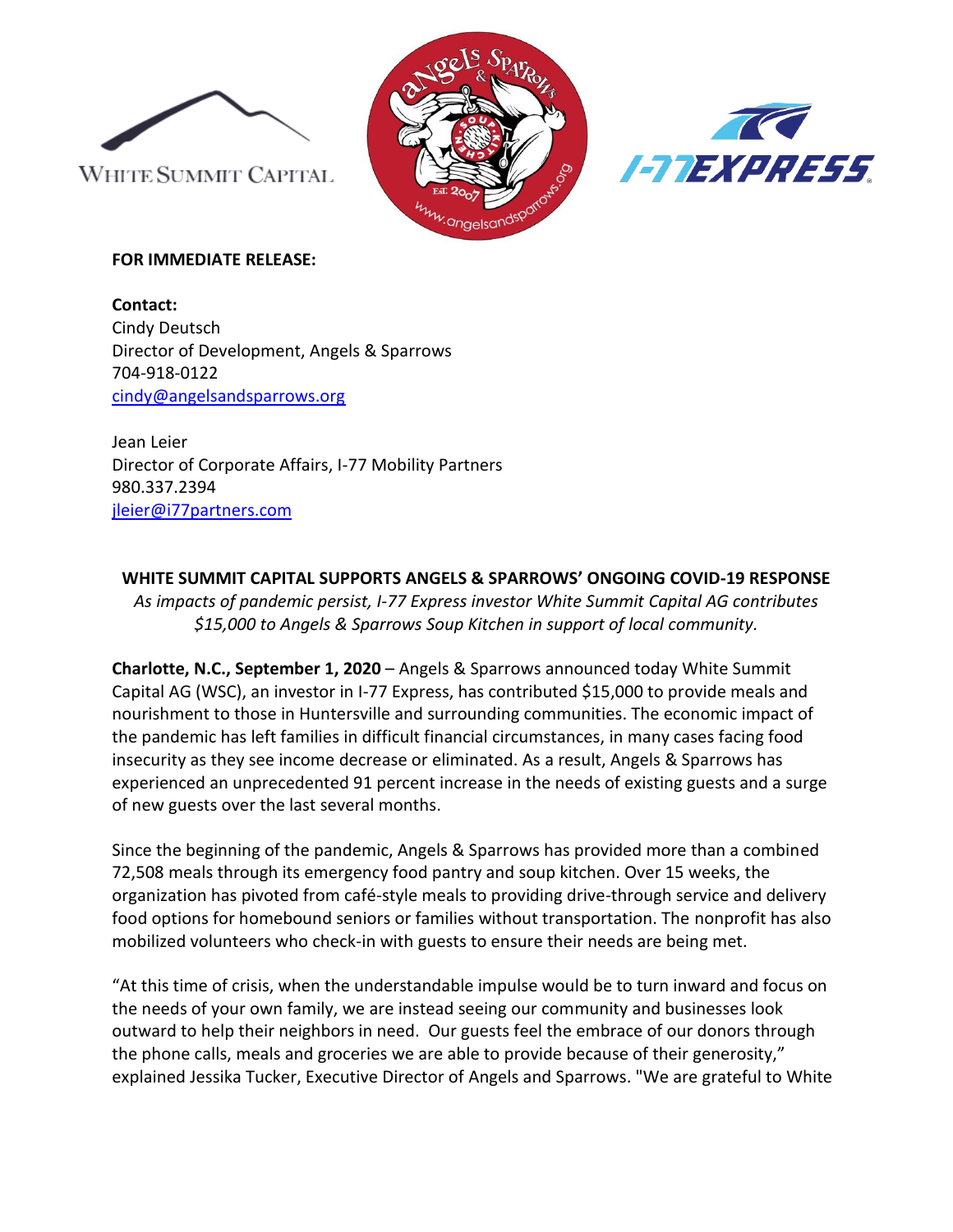**FOR IMMEDIATE RELEASE:**

**Contact:**
Cindy Deutsch
Director of Development, Angels & Sparrows
704-918-0122
cindy@angelsandsparrows.org

Jean Leier
Director of Corporate Affairs, I-77 Mobility Partners
980.337.2394
jleier@i77partners.com

**WHITE SUMMIT CAPITAL SUPPORTS ANGELS & SPARROWS' ONGOING COVID-19 RESPONSE**

*As impacts of pandemic persist, I-77 Express investor White Summit Capital AG contributes $15,000 to Angels & Sparrows Soup Kitchen in support of local community.*

**Charlotte, N.C., September 1, 2020** – Angels & Sparrows announced today White Summit Capital AG (WSC), an investor in I-77 Express, has contributed $15,000 to provide meals and nourishment to those in Huntersville and surrounding communities. The economic impact of the pandemic has left families in difficult financial circumstances, in many cases facing food insecurity as they see income decrease or eliminated. As a result, Angels & Sparrows has experienced an unprecedented 91 percent increase in the needs of existing guests and a surge of new guests over the last several months.

Since the beginning of the pandemic, Angels & Sparrows has provided more than a combined 72,508 meals through its emergency food pantry and soup kitchen. Over 15 weeks, the organization has pivoted from café-style meals to providing drive-through service and delivery food options for homebound seniors or families without transportation. The nonprofit has also mobilized volunteers who check-in with guests to ensure their needs are being met.

"At this time of crisis, when the understandable impulse would be to turn inward and focus on the needs of your own family, we are instead seeing our community and businesses look outward to help their neighbors in need. Our guests feel the embrace of our donors through the phone calls, meals and groceries we are able to provide because of their generosity," explained Jessika Tucker, Executive Director of Angels and Sparrows. "We are grateful to White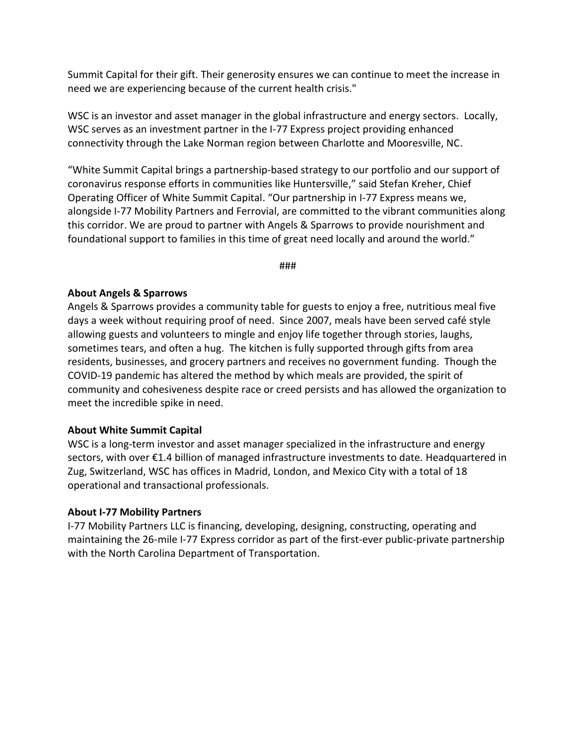Summit Capital for their gift. Their generosity ensures we can continue to meet the increase in need we are experiencing because of the current health crisis."

WSC is an investor and asset manager in the global infrastructure and energy sectors. Locally, WSC serves as an investment partner in the I-77 Express project providing enhanced connectivity through the Lake Norman region between Charlotte and Mooresville, NC.

"White Summit Capital brings a partnership-based strategy to our portfolio and our support of coronavirus response efforts in communities like Huntersville," said Stefan Kreher, Chief Operating Officer of White Summit Capital. "Our partnership in I-77 Express means we, alongside I-77 Mobility Partners and Ferrovial, are committed to the vibrant communities along this corridor. We are proud to partner with Angels & Sparrows to provide nourishment and foundational support to families in this time of great need locally and around the world."

###

**About Angels & Sparrows**
Angels & Sparrows provides a community table for guests to enjoy a free, nutritious meal five days a week without requiring proof of need. Since 2007, meals have been served café style allowing guests and volunteers to mingle and enjoy life together through stories, laughs, sometimes tears, and often a hug. The kitchen is fully supported through gifts from area residents, businesses, and grocery partners and receives no government funding. Though the COVID-19 pandemic has altered the method by which meals are provided, the spirit of community and cohesiveness despite race or creed persists and has allowed the organization to meet the incredible spike in need.

**About White Summit Capital**
WSC is a long-term investor and asset manager specialized in the infrastructure and energy sectors, with over €1.4 billion of managed infrastructure investments to date. Headquartered in Zug, Switzerland, WSC has offices in Madrid, London, and Mexico City with a total of 18 operational and transactional professionals.

**About I-77 Mobility Partners**
I-77 Mobility Partners LLC is financing, developing, designing, constructing, operating and maintaining the 26-mile I-77 Express corridor as part of the first-ever public-private partnership with the North Carolina Department of Transportation.